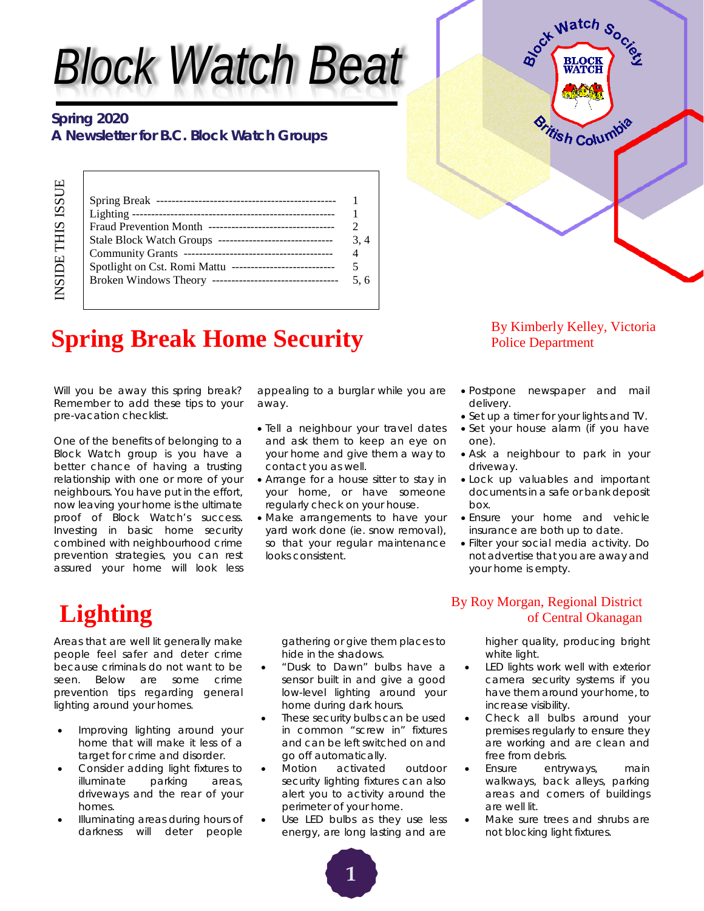# Block Watch Beat

**Spring 2020**
**A Newsletter for B.C. Block Watch Groups**

Block Watch Society — BLOCK WATCH — British Columbia

INSIDE THIS ISSUE

| | |
|---|---|
| Spring Break | 1 |
| Lighting | 1 |
| Fraud Prevention Month | 2 |
| Stale Block Watch Groups | 3, 4 |
| Community Grants | 4 |
| Spotlight on Cst. Romi Mattu | 5 |
| Broken Windows Theory | 5, 6 |

## Spring Break Home Security

By Kimberly Kelley, Victoria Police Department

Will you be away this spring break? Remember to add these tips to your pre-vacation checklist.

One of the benefits of belonging to a Block Watch group is you have a better chance of having a trusting relationship with one or more of your neighbours. You have put in the effort, now leaving your home is the ultimate proof of Block Watch's success. Investing in basic home security combined with neighbourhood crime prevention strategies, you can rest assured your home will look less appealing to a burglar while you are away.

- Tell a neighbour your travel dates and ask them to keep an eye on your home and give them a way to contact you as well.
- Arrange for a house sitter to stay in your home, or have someone regularly check on your house.
- Make arrangements to have your yard work done (ie. snow removal), so that your regular maintenance looks consistent.
- Postpone newspaper and mail delivery.
- Set up a timer for your lights and TV.
- Set your house alarm (if you have one).
- Ask a neighbour to park in your driveway.
- Lock up valuables and important documents in a safe or bank deposit box.
- Ensure your home and vehicle insurance are both up to date.
- Filter your social media activity. Do not advertise that you are away and your home is empty.

## Lighting

By Roy Morgan, Regional District of Central Okanagan

Areas that are well lit generally make people feel safer and deter crime because criminals do not want to be seen. Below are some crime prevention tips regarding general lighting around your homes.

- Improving lighting around your home that will make it less of a target for crime and disorder.
- Consider adding light fixtures to illuminate parking areas, driveways and the rear of your homes.
- Illuminating areas during hours of darkness will deter people gathering or give them places to hide in the shadows.
- "Dusk to Dawn" bulbs have a sensor built in and give a good low-level lighting around your home during dark hours.
- These security bulbs can be used in common "screw in" fixtures and can be left switched on and go off automatically.
- Motion activated outdoor security lighting fixtures can also alert you to activity around the perimeter of your home.
- Use LED bulbs as they use less energy, are long lasting and are higher quality, producing bright white light.
- LED lights work well with exterior camera security systems if you have them around your home, to increase visibility.
- Check all bulbs around your premises regularly to ensure they are working and are clean and free from debris.
- Ensure entryways, main walkways, back alleys, parking areas and corners of buildings are well lit.
- Make sure trees and shrubs are not blocking light fixtures.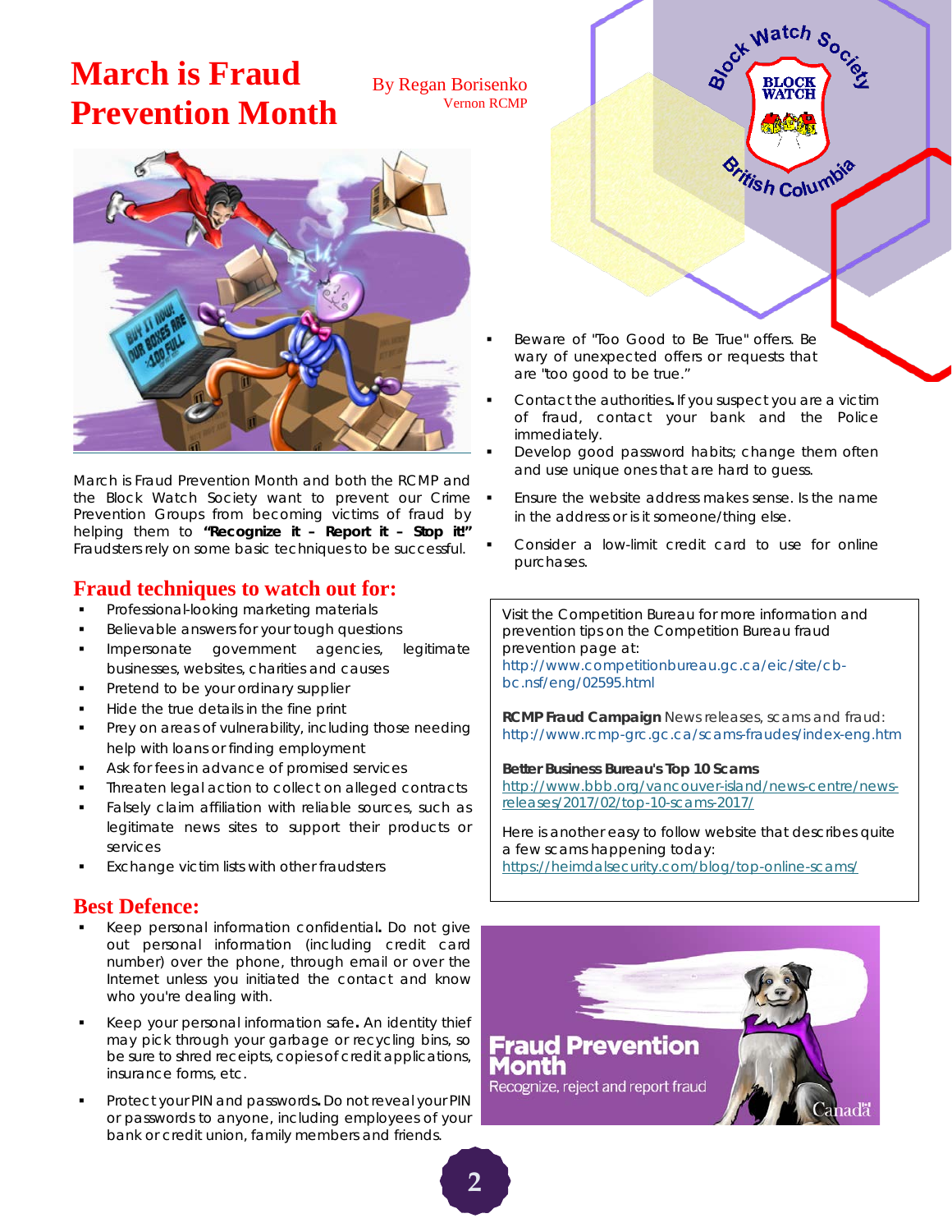# March is Fraud Prevention Month

By Regan Borisenko
Vernon RCMP

March is Fraud Prevention Month and both the RCMP and the Block Watch Society want to prevent our Crime Prevention Groups from becoming victims of fraud by helping them to **"Recognize it – Report it – Stop it!"** Fraudsters rely on some basic techniques to be successful.

## Fraud techniques to watch out for:

- Professional-looking marketing materials
- Believable answers for your tough questions
- Impersonate government agencies, legitimate businesses, websites, charities and causes
- Pretend to be your ordinary supplier
- Hide the true details in the fine print
- Prey on areas of vulnerability, including those needing help with loans or finding employment
- Ask for fees in advance of promised services
- Threaten legal action to collect on alleged contracts
- Falsely claim affiliation with reliable sources, such as legitimate news sites to support their products or services
- Exchange victim lists with other fraudsters

## Best Defence:

- Keep personal information confidential**.** Do not give out personal information (including credit card number) over the phone, through email or over the Internet unless you initiated the contact and know who you're dealing with.
- Keep your personal information safe**.** An identity thief may pick through your garbage or recycling bins, so be sure to shred receipts, copies of credit applications, insurance forms, etc.
- Protect your PIN and passwords**.** Do not reveal your PIN or passwords to anyone, including employees of your bank or credit union, family members and friends.
- Beware of "Too Good to Be True" offers. Be wary of unexpected offers or requests that are "too good to be true."
- Contact the authorities**.** If you suspect you are a victim of fraud, contact your bank and the Police immediately.
- Develop good password habits; change them often and use unique ones that are hard to guess.
- Ensure the website address makes sense. Is the name in the address or is it someone/thing else.
- Consider a low-limit credit card to use for online purchases.

Visit the Competition Bureau for more information and prevention tips on the Competition Bureau fraud prevention page at:
http://www.competitionbureau.gc.ca/eic/site/cb-bc.nsf/eng/02595.html

**RCMP Fraud Campaign** News releases, scams and fraud:
http://www.rcmp-grc.gc.ca/scams-fraudes/index-eng.htm

**Better Business Bureau's Top 10 Scams**
http://www.bbb.org/vancouver-island/news-centre/news-releases/2017/02/top-10-scams-2017/

Here is another easy to follow website that describes quite a few scams happening today:
https://heimdalsecurity.com/blog/top-online-scams/

**Fraud Prevention Month**
Recognize, reject and report fraud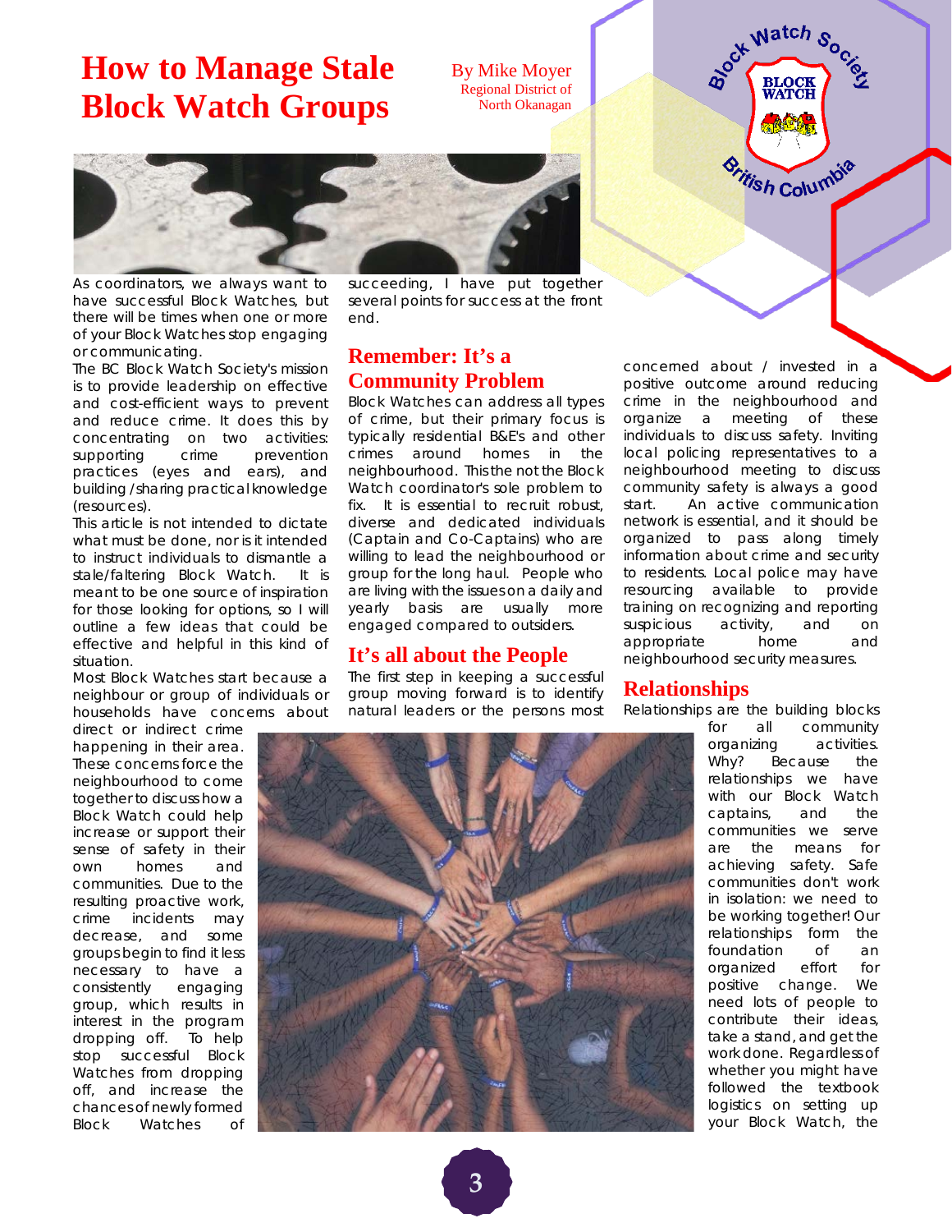# How to Manage Stale Block Watch Groups

By Mike Moyer
Regional District of North Okanagan

As coordinators, we always want to have successful Block Watches, but there will be times when one or more of your Block Watches stop engaging or communicating.

The BC Block Watch Society's mission is to provide leadership on effective and cost-efficient ways to prevent and reduce crime. It does this by concentrating on two activities: supporting crime prevention practices (eyes and ears), and building/sharing practical knowledge (resources).

This article is not intended to dictate what must be done, nor is it intended to instruct individuals to dismantle a stale/faltering Block Watch. It is meant to be one source of inspiration for those looking for options, so I will outline a few ideas that could be effective and helpful in this kind of situation.

Most Block Watches start because a neighbour or group of individuals or households have concerns about direct or indirect crime happening in their area. These concerns force the neighbourhood to come together to discuss how a Block Watch could help increase or support their sense of safety in their own homes and communities. Due to the resulting proactive work, crime incidents may decrease, and some groups begin to find it less necessary to have a consistently engaging group, which results in interest in the program dropping off. To help stop successful Block Watches from dropping off, and increase the chances of newly formed Block Watches of succeeding, I have put together several points for success at the front end.

## Remember: It's a Community Problem

Block Watches can address all types of crime, but their primary focus is typically residential B&E's and other crimes around homes in the neighbourhood. This the not the Block Watch coordinator's sole problem to fix. It is essential to recruit robust, diverse and dedicated individuals (Captain and Co-Captains) who are willing to lead the neighbourhood or group for the long haul. People who are living with the issues on a daily and yearly basis are usually more engaged compared to outsiders.

## It's all about the People

The first step in keeping a successful group moving forward is to identify natural leaders or the persons most concerned about / invested in a positive outcome around reducing crime in the neighbourhood and organize a meeting of these individuals to discuss safety. Inviting local policing representatives to a neighbourhood meeting to discuss community safety is always a good start. An active communication network is essential, and it should be organized to pass along timely information about crime and security to residents. Local police may have resourcing available to provide training on recognizing and reporting suspicious activity, and on appropriate home and neighbourhood security measures.

## Relationships

Relationships are the building blocks for all community organizing activities. Why? Because the relationships we have with our Block Watch captains, and the communities we serve are the means for achieving safety. Safe communities don't work in isolation: we need to be working together! Our relationships form the foundation of an organized effort for positive change. We need lots of people to contribute their ideas, take a stand, and get the work done. Regardless of whether you might have followed the textbook logistics on setting up your Block Watch, the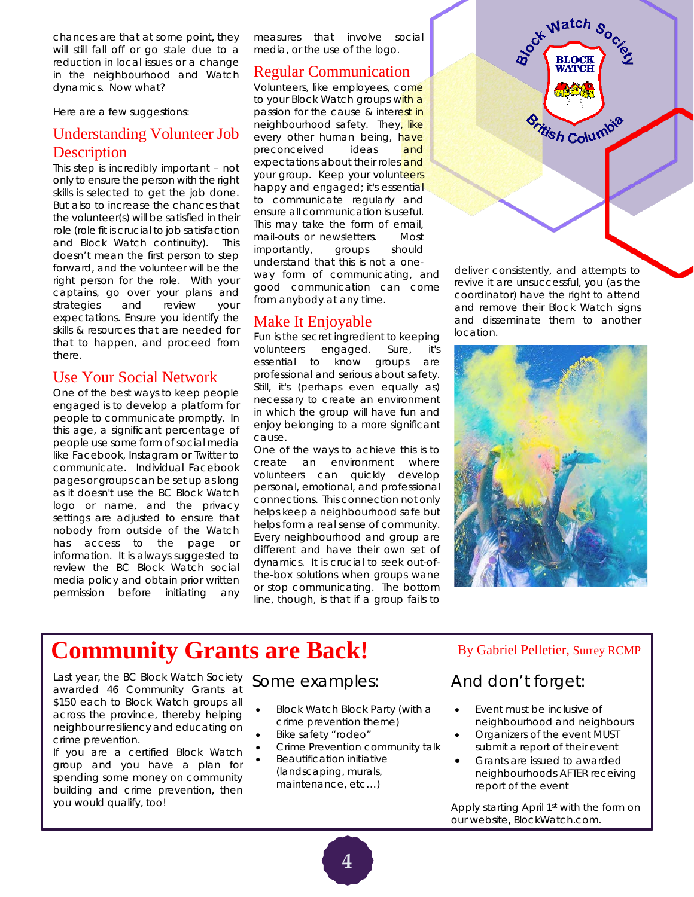chances are that at some point, they will still fall off or go stale due to a reduction in local issues or a change in the neighbourhood and Watch dynamics. Now what?

Here are a few suggestions:

## Understanding Volunteer Job Description

This step is incredibly important – not only to ensure the person with the right skills is selected to get the job done. But also to increase the chances that the volunteer(s) will be satisfied in their role (role fit is crucial to job satisfaction and Block Watch continuity). This doesn't mean the first person to step forward, and the volunteer will be the right person for the role. With your captains, go over your plans and strategies and review your expectations. Ensure you identify the skills & resources that are needed for that to happen, and proceed from there.

## Use Your Social Network

One of the best ways to keep people engaged is to develop a platform for people to communicate promptly. In this age, a significant percentage of people use some form of social media like Facebook, Instagram or Twitter to communicate. Individual Facebook pages or groups can be set up as long as it doesn't use the BC Block Watch logo or name, and the privacy settings are adjusted to ensure that nobody from outside of the Watch has access to the page or information. It is always suggested to review the BC Block Watch social media policy and obtain prior written permission before initiating any measures that involve social media, or the use of the logo.

## Regular Communication

Volunteers, like employees, come to your Block Watch groups with a passion for the cause & interest in neighbourhood safety. They, like every other human being, have preconceived ideas and expectations about their roles and your group. Keep your volunteers happy and engaged; it's essential to communicate regularly and ensure all communication is useful. This may take the form of email, mail-outs or newsletters. Most importantly, groups should understand that this is not a one-way form of communicating, and good communication can come from anybody at any time.

## Make It Enjoyable

Fun is the secret ingredient to keeping volunteers engaged. Sure, it's essential to know groups are professional and serious about safety. Still, it's (perhaps even equally as) necessary to create an environment in which the group will have fun and enjoy belonging to a more significant cause.

One of the ways to achieve this is to create an environment where volunteers can quickly develop personal, emotional, and professional connections. This connection not only helps keep a neighbourhood safe but helps form a real sense of community. Every neighbourhood and group are different and have their own set of dynamics. It is crucial to seek out-of-the-box solutions when groups wane or stop communicating. The bottom line, though, is that if a group fails to deliver consistently, and attempts to revive it are unsuccessful, you (as the coordinator) have the right to attend and remove their Block Watch signs and disseminate them to another location.

# Community Grants are Back!

By Gabriel Pelletier, Surrey RCMP

Last year, the BC Block Watch Society awarded 46 Community Grants at $150 each to Block Watch groups all across the province, thereby helping neighbour resiliency and educating on crime prevention.

If you are a certified Block Watch group and you have a plan for spending some money on community building and crime prevention, then you would qualify, too!

### Some examples:

- Block Watch Block Party (with a crime prevention theme)
- Bike safety "rodeo"
- Crime Prevention community talk
- Beautification initiative (landscaping, murals, maintenance, etc…)

### And don't forget:

- Event must be inclusive of neighbourhood and neighbours
- Organizers of the event MUST submit a report of their event
- Grants are issued to awarded neighbourhoods AFTER receiving report of the event

Apply starting April 1st with the form on our website, BlockWatch.com.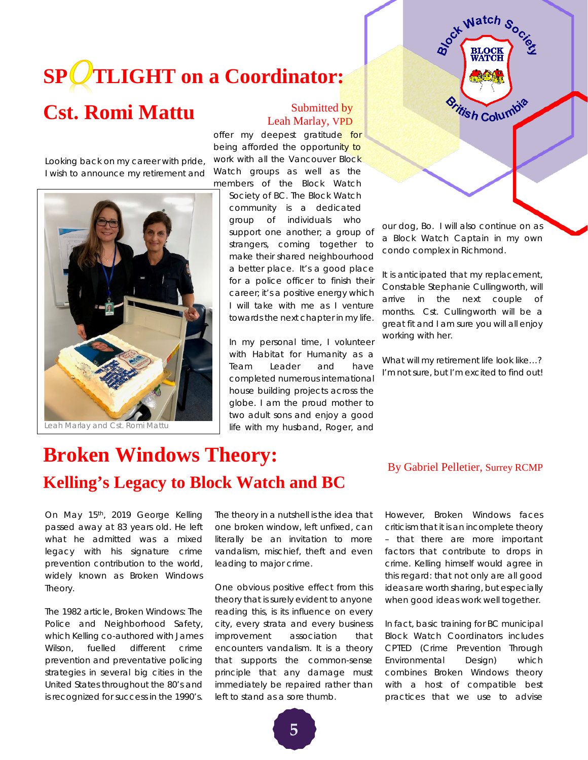# SPOTLIGHT on a Coordinator:

## Cst. Romi Mattu

Submitted by Leah Marlay, VPD

Looking back on my career with pride, I wish to announce my retirement and offer my deepest gratitude for being afforded the opportunity to work with all the Vancouver Block Watch groups as well as the members of the Block Watch Society of BC. The Block Watch community is a dedicated group of individuals who support one another; a group of strangers, coming together to make their shared neighbourhood a better place. It's a good place for a police officer to finish their career; it's a positive energy which I will take with me as I venture towards the next chapter in my life.

Leah Marlay and Cst. Romi Mattu

In my personal time, I volunteer with Habitat for Humanity as a Team Leader and have completed numerous international house building projects across the globe. I am the proud mother to two adult sons and enjoy a good life with my husband, Roger, and our dog, Bo. I will also continue on as a Block Watch Captain in my own condo complex in Richmond.

It is anticipated that my replacement, Constable Stephanie Cullingworth, will arrive in the next couple of months. Cst. Cullingworth will be a great fit and I am sure you will all enjoy working with her.

What will my retirement life look like…? I'm not sure, but I'm excited to find out!

# Broken Windows Theory:

## Kelling's Legacy to Block Watch and BC

By Gabriel Pelletier, Surrey RCMP

On May 15th, 2019 George Kelling passed away at 83 years old. He left what he admitted was a mixed legacy with his signature crime prevention contribution to the world, widely known as Broken Windows Theory.

The 1982 article, Broken Windows: The Police and Neighborhood Safety, which Kelling co-authored with James Wilson, fuelled different crime prevention and preventative policing strategies in several big cities in the United States throughout the 80's and is recognized for success in the 1990's.

The theory in a nutshell is the idea that one broken window, left unfixed, can literally be an invitation to more vandalism, mischief, theft and even leading to major crime.

One obvious positive effect from this theory that is surely evident to anyone reading this, is its influence on every city, every strata and every business improvement association that encounters vandalism. It is a theory that supports the common-sense principle that any damage must immediately be repaired rather than left to stand as a sore thumb.

However, Broken Windows faces criticism that it is an incomplete theory – that there are more important factors that contribute to drops in crime. Kelling himself would agree in this regard: that not only are all good ideas are worth sharing, but especially when good ideas work well together.

In fact, basic training for BC municipal Block Watch Coordinators includes CPTED (Crime Prevention Through Environmental Design) which combines Broken Windows theory with a host of compatible best practices that we use to advise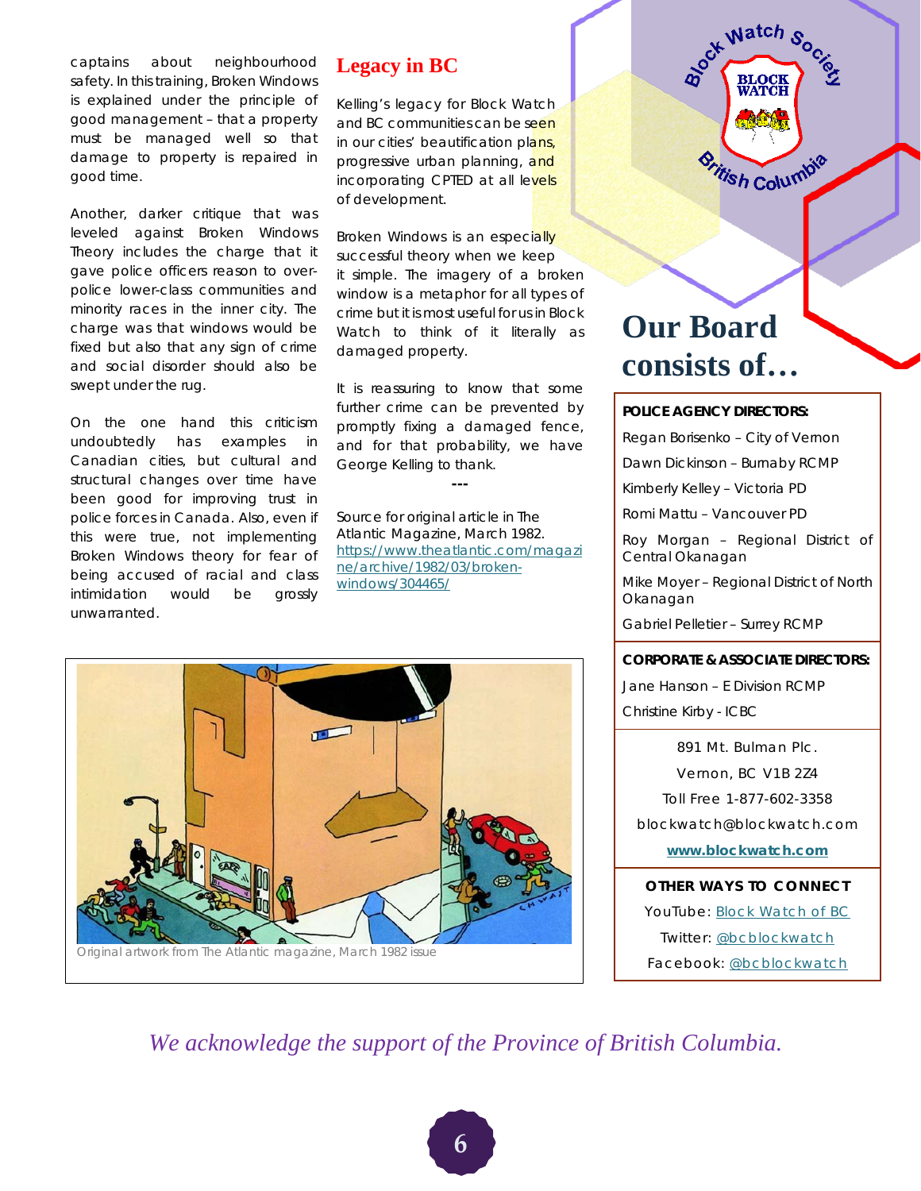captains about neighbourhood safety. In this training, Broken Windows is explained under the principle of good management – that a property must be managed well so that damage to property is repaired in good time.

Another, darker critique that was leveled against Broken Windows Theory includes the charge that it gave police officers reason to over-police lower-class communities and minority races in the inner city. The charge was that windows would be fixed but also that any sign of crime and social disorder should also be swept under the rug.

On the one hand this criticism undoubtedly has examples in Canadian cities, but cultural and structural changes over time have been good for improving trust in police forces in Canada. Also, even if this were true, not implementing Broken Windows theory for fear of being accused of racial and class intimidation would be grossly unwarranted.

## Legacy in BC

Kelling's legacy for Block Watch and BC communities can be seen in our cities' beautification plans, progressive urban planning, and incorporating CPTED at all levels of development.

Broken Windows is an especially successful theory when we keep it simple. The imagery of a broken window is a metaphor for all types of crime but it is most useful for us in Block Watch to think of it literally as damaged property.

It is reassuring to know that some further crime can be prevented by promptly fixing a damaged fence, and for that probability, we have George Kelling to thank.

---

Source for original article in The Atlantic Magazine, March 1982. https://www.theatlantic.com/magazine/archive/1982/03/broken-windows/304465/

Original artwork from The Atlantic magazine, March 1982 issue

## Our Board consists of…

**POLICE AGENCY DIRECTORS:**

Regan Borisenko – City of Vernon

Dawn Dickinson – Burnaby RCMP

Kimberly Kelley – Victoria PD

Romi Mattu – Vancouver PD

Roy Morgan – Regional District of Central Okanagan

Mike Moyer – Regional District of North Okanagan

Gabriel Pelletier – Surrey RCMP

**CORPORATE & ASSOCIATE DIRECTORS:**

Jane Hanson – E Division RCMP

Christine Kirby - ICBC

891 Mt. Bulman Plc.

Vernon, BC V1B 2Z4

Toll Free 1-877-602-3358

blockwatch@blockwatch.com

**www.blockwatch.com**

**OTHER WAYS TO CONNECT**

YouTube: Block Watch of BC

Twitter: @bcblockwatch

Facebook: @bcblockwatch

*We acknowledge the support of the Province of British Columbia.*